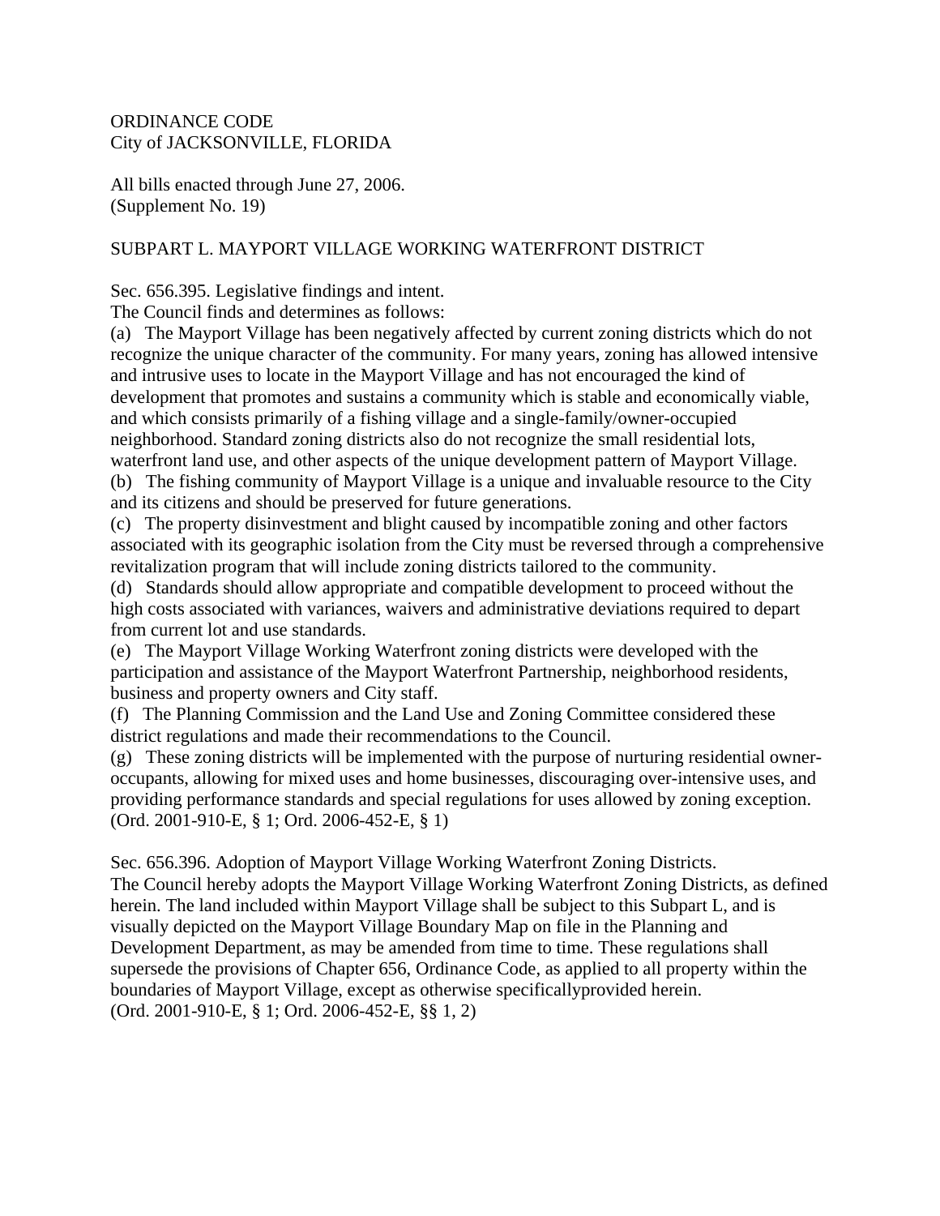ORDINANCE CODE
City of JACKSONVILLE, FLORIDA

All bills enacted through June 27, 2006.
(Supplement No. 19)

## SUBPART L. MAYPORT VILLAGE WORKING WATERFRONT DISTRICT

### Sec. 656.395. Legislative findings and intent.

The Council finds and determines as follows:

(a) The Mayport Village has been negatively affected by current zoning districts which do not recognize the unique character of the community. For many years, zoning has allowed intensive and intrusive uses to locate in the Mayport Village and has not encouraged the kind of development that promotes and sustains a community which is stable and economically viable, and which consists primarily of a fishing village and a single-family/owner-occupied neighborhood. Standard zoning districts also do not recognize the small residential lots, waterfront land use, and other aspects of the unique development pattern of Mayport Village.

(b) The fishing community of Mayport Village is a unique and invaluable resource to the City and its citizens and should be preserved for future generations.

(c) The property disinvestment and blight caused by incompatible zoning and other factors associated with its geographic isolation from the City must be reversed through a comprehensive revitalization program that will include zoning districts tailored to the community.

(d) Standards should allow appropriate and compatible development to proceed without the high costs associated with variances, waivers and administrative deviations required to depart from current lot and use standards.

(e) The Mayport Village Working Waterfront zoning districts were developed with the participation and assistance of the Mayport Waterfront Partnership, neighborhood residents, business and property owners and City staff.

(f) The Planning Commission and the Land Use and Zoning Committee considered these district regulations and made their recommendations to the Council.

(g) These zoning districts will be implemented with the purpose of nurturing residential owner-occupants, allowing for mixed uses and home businesses, discouraging over-intensive uses, and providing performance standards and special regulations for uses allowed by zoning exception.

(Ord. 2001-910-E, § 1; Ord. 2006-452-E, § 1)

### Sec. 656.396. Adoption of Mayport Village Working Waterfront Zoning Districts.

The Council hereby adopts the Mayport Village Working Waterfront Zoning Districts, as defined herein. The land included within Mayport Village shall be subject to this Subpart L, and is visually depicted on the Mayport Village Boundary Map on file in the Planning and Development Department, as may be amended from time to time. These regulations shall supersede the provisions of Chapter 656, Ordinance Code, as applied to all property within the boundaries of Mayport Village, except as otherwise specificallyprovided herein.

(Ord. 2001-910-E, § 1; Ord. 2006-452-E, §§ 1, 2)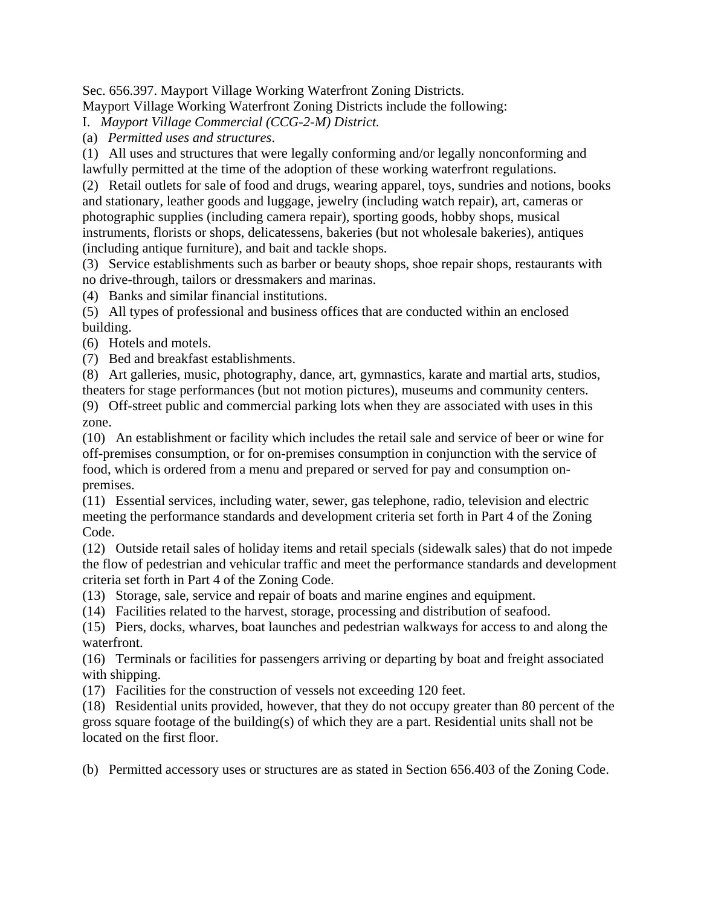Sec. 656.397. Mayport Village Working Waterfront Zoning Districts.

Mayport Village Working Waterfront Zoning Districts include the following:

I. *Mayport Village Commercial (CCG-2-M) District.*

(a) *Permitted uses and structures*.

(1) All uses and structures that were legally conforming and/or legally nonconforming and lawfully permitted at the time of the adoption of these working waterfront regulations.

(2) Retail outlets for sale of food and drugs, wearing apparel, toys, sundries and notions, books and stationary, leather goods and luggage, jewelry (including watch repair), art, cameras or photographic supplies (including camera repair), sporting goods, hobby shops, musical instruments, florists or shops, delicatessens, bakeries (but not wholesale bakeries), antiques (including antique furniture), and bait and tackle shops.

(3) Service establishments such as barber or beauty shops, shoe repair shops, restaurants with no drive-through, tailors or dressmakers and marinas.

(4) Banks and similar financial institutions.

(5) All types of professional and business offices that are conducted within an enclosed building.

(6) Hotels and motels.

(7) Bed and breakfast establishments.

(8) Art galleries, music, photography, dance, art, gymnastics, karate and martial arts, studios, theaters for stage performances (but not motion pictures), museums and community centers.

(9) Off-street public and commercial parking lots when they are associated with uses in this zone.

(10) An establishment or facility which includes the retail sale and service of beer or wine for off-premises consumption, or for on-premises consumption in conjunction with the service of food, which is ordered from a menu and prepared or served for pay and consumption on-premises.

(11) Essential services, including water, sewer, gas telephone, radio, television and electric meeting the performance standards and development criteria set forth in Part 4 of the Zoning Code.

(12) Outside retail sales of holiday items and retail specials (sidewalk sales) that do not impede the flow of pedestrian and vehicular traffic and meet the performance standards and development criteria set forth in Part 4 of the Zoning Code.

(13) Storage, sale, service and repair of boats and marine engines and equipment.

(14) Facilities related to the harvest, storage, processing and distribution of seafood.

(15) Piers, docks, wharves, boat launches and pedestrian walkways for access to and along the waterfront.

(16) Terminals or facilities for passengers arriving or departing by boat and freight associated with shipping.

(17) Facilities for the construction of vessels not exceeding 120 feet.

(18) Residential units provided, however, that they do not occupy greater than 80 percent of the gross square footage of the building(s) of which they are a part. Residential units shall not be located on the first floor.

(b) Permitted accessory uses or structures are as stated in Section 656.403 of the Zoning Code.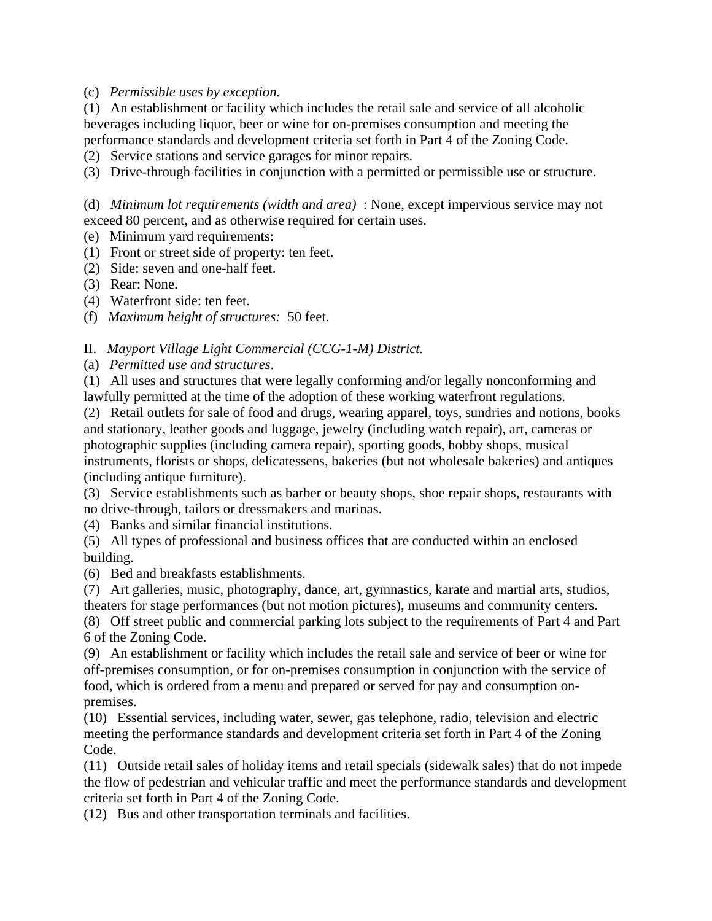(c) *Permissible uses by exception.*

(1) An establishment or facility which includes the retail sale and service of all alcoholic beverages including liquor, beer or wine for on-premises consumption and meeting the performance standards and development criteria set forth in Part 4 of the Zoning Code.

(2) Service stations and service garages for minor repairs.

(3) Drive-through facilities in conjunction with a permitted or permissible use or structure.

(d) *Minimum lot requirements (width and area)* : None, except impervious service may not exceed 80 percent, and as otherwise required for certain uses.

(e) Minimum yard requirements:

(1) Front or street side of property: ten feet.

(2) Side: seven and one-half feet.

(3) Rear: None.

(4) Waterfront side: ten feet.

(f) *Maximum height of structures:* 50 feet.

II. *Mayport Village Light Commercial (CCG-1-M) District.*

(a) *Permitted use and structures.*

(1) All uses and structures that were legally conforming and/or legally nonconforming and lawfully permitted at the time of the adoption of these working waterfront regulations.

(2) Retail outlets for sale of food and drugs, wearing apparel, toys, sundries and notions, books and stationary, leather goods and luggage, jewelry (including watch repair), art, cameras or photographic supplies (including camera repair), sporting goods, hobby shops, musical instruments, florists or shops, delicatessens, bakeries (but not wholesale bakeries) and antiques (including antique furniture).

(3) Service establishments such as barber or beauty shops, shoe repair shops, restaurants with no drive-through, tailors or dressmakers and marinas.

(4) Banks and similar financial institutions.

(5) All types of professional and business offices that are conducted within an enclosed building.

(6) Bed and breakfasts establishments.

(7) Art galleries, music, photography, dance, art, gymnastics, karate and martial arts, studios, theaters for stage performances (but not motion pictures), museums and community centers.

(8) Off street public and commercial parking lots subject to the requirements of Part 4 and Part 6 of the Zoning Code.

(9) An establishment or facility which includes the retail sale and service of beer or wine for off-premises consumption, or for on-premises consumption in conjunction with the service of food, which is ordered from a menu and prepared or served for pay and consumption on-premises.

(10) Essential services, including water, sewer, gas telephone, radio, television and electric meeting the performance standards and development criteria set forth in Part 4 of the Zoning Code.

(11) Outside retail sales of holiday items and retail specials (sidewalk sales) that do not impede the flow of pedestrian and vehicular traffic and meet the performance standards and development criteria set forth in Part 4 of the Zoning Code.

(12) Bus and other transportation terminals and facilities.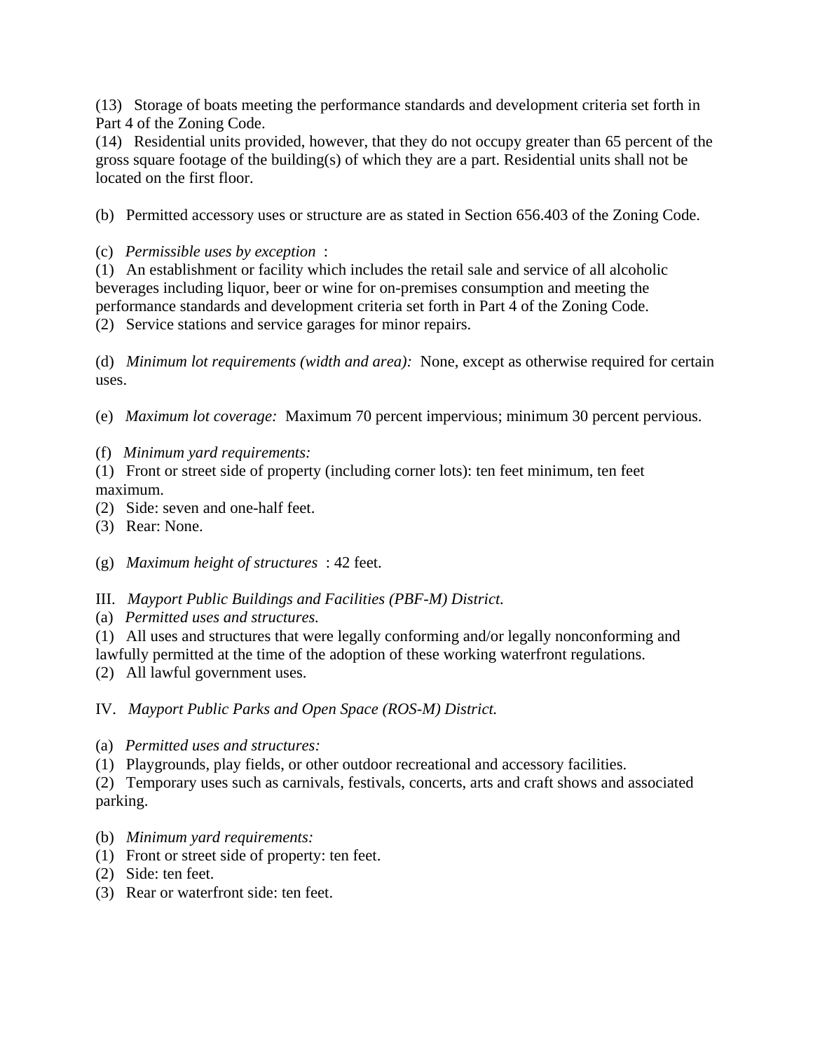(13) Storage of boats meeting the performance standards and development criteria set forth in Part 4 of the Zoning Code.

(14) Residential units provided, however, that they do not occupy greater than 65 percent of the gross square footage of the building(s) of which they are a part. Residential units shall not be located on the first floor.

(b) Permitted accessory uses or structure are as stated in Section 656.403 of the Zoning Code.

(c) *Permissible uses by exception* :

(1) An establishment or facility which includes the retail sale and service of all alcoholic beverages including liquor, beer or wine for on-premises consumption and meeting the performance standards and development criteria set forth in Part 4 of the Zoning Code.

(2) Service stations and service garages for minor repairs.

(d) *Minimum lot requirements (width and area):* None, except as otherwise required for certain uses.

(e) *Maximum lot coverage:* Maximum 70 percent impervious; minimum 30 percent pervious.

(f) *Minimum yard requirements:*

(1) Front or street side of property (including corner lots): ten feet minimum, ten feet maximum.

(2) Side: seven and one-half feet.

(3) Rear: None.

(g) *Maximum height of structures* : 42 feet.

III. *Mayport Public Buildings and Facilities (PBF-M) District.*

(a) *Permitted uses and structures.*

(1) All uses and structures that were legally conforming and/or legally nonconforming and lawfully permitted at the time of the adoption of these working waterfront regulations.

(2) All lawful government uses.

IV. *Mayport Public Parks and Open Space (ROS-M) District.*

(a) *Permitted uses and structures:*

(1) Playgrounds, play fields, or other outdoor recreational and accessory facilities.

(2) Temporary uses such as carnivals, festivals, concerts, arts and craft shows and associated parking.

(b) *Minimum yard requirements:*

(1) Front or street side of property: ten feet.

(2) Side: ten feet.

(3) Rear or waterfront side: ten feet.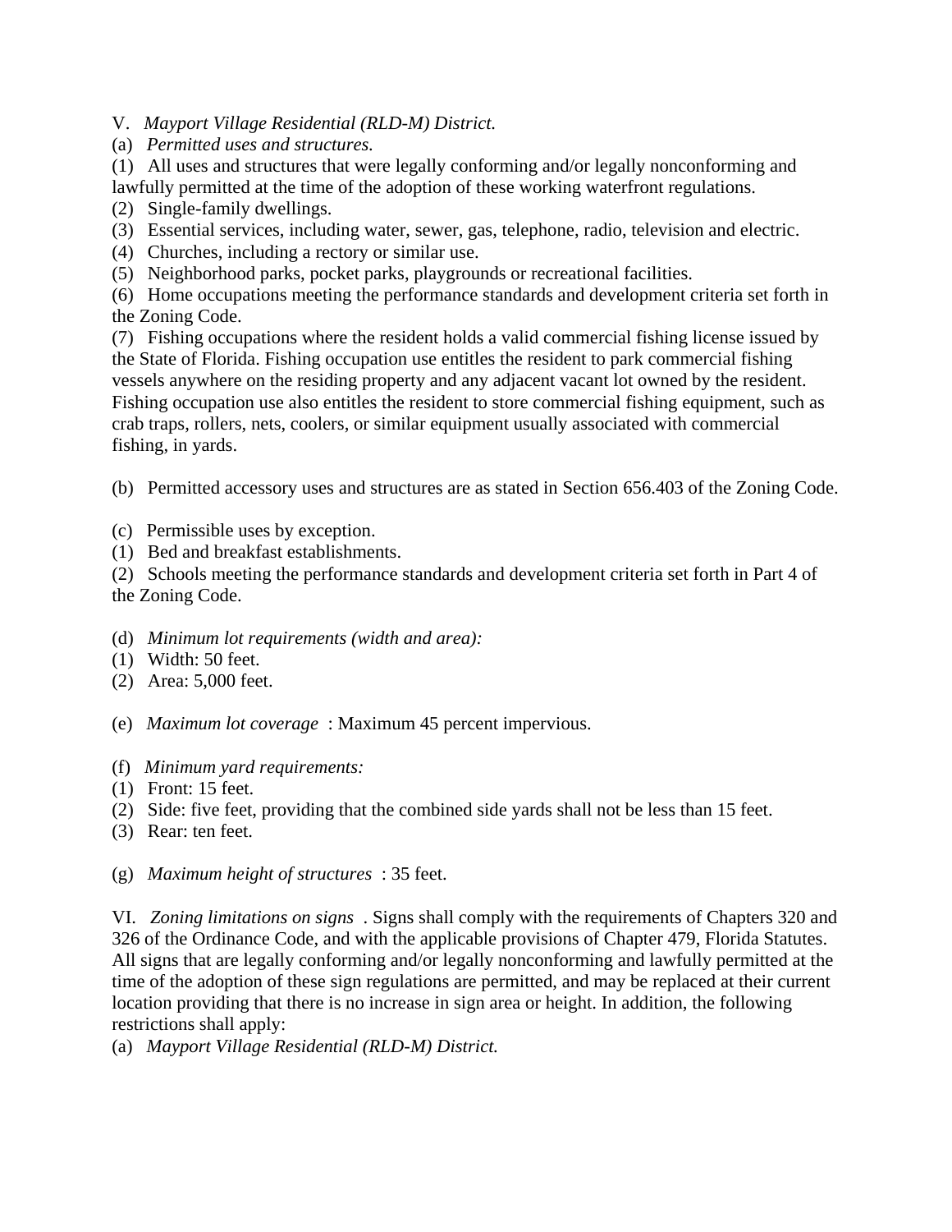V. *Mayport Village Residential (RLD-M) District.*

(a) *Permitted uses and structures.*

(1) All uses and structures that were legally conforming and/or legally nonconforming and lawfully permitted at the time of the adoption of these working waterfront regulations.

(2) Single-family dwellings.

(3) Essential services, including water, sewer, gas, telephone, radio, television and electric.

(4) Churches, including a rectory or similar use.

(5) Neighborhood parks, pocket parks, playgrounds or recreational facilities.

(6) Home occupations meeting the performance standards and development criteria set forth in the Zoning Code.

(7) Fishing occupations where the resident holds a valid commercial fishing license issued by the State of Florida. Fishing occupation use entitles the resident to park commercial fishing vessels anywhere on the residing property and any adjacent vacant lot owned by the resident. Fishing occupation use also entitles the resident to store commercial fishing equipment, such as crab traps, rollers, nets, coolers, or similar equipment usually associated with commercial fishing, in yards.

(b) Permitted accessory uses and structures are as stated in Section 656.403 of the Zoning Code.

(c) Permissible uses by exception.

(1) Bed and breakfast establishments.

(2) Schools meeting the performance standards and development criteria set forth in Part 4 of the Zoning Code.

(d) *Minimum lot requirements (width and area):*

(1) Width: 50 feet.

(2) Area: 5,000 feet.

(e) *Maximum lot coverage* : Maximum 45 percent impervious.

(f) *Minimum yard requirements:*

(1) Front: 15 feet.

(2) Side: five feet, providing that the combined side yards shall not be less than 15 feet.

(3) Rear: ten feet.

(g) *Maximum height of structures* : 35 feet.

VI. *Zoning limitations on signs* . Signs shall comply with the requirements of Chapters 320 and 326 of the Ordinance Code, and with the applicable provisions of Chapter 479, Florida Statutes. All signs that are legally conforming and/or legally nonconforming and lawfully permitted at the time of the adoption of these sign regulations are permitted, and may be replaced at their current location providing that there is no increase in sign area or height. In addition, the following restrictions shall apply:

(a) *Mayport Village Residential (RLD-M) District.*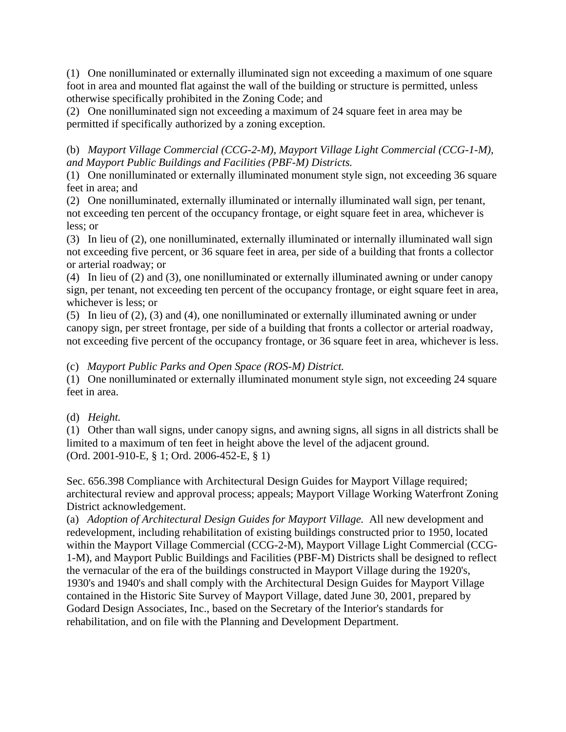(1) One nonilluminated or externally illuminated sign not exceeding a maximum of one square foot in area and mounted flat against the wall of the building or structure is permitted, unless otherwise specifically prohibited in the Zoning Code; and

(2) One nonilluminated sign not exceeding a maximum of 24 square feet in area may be permitted if specifically authorized by a zoning exception.

(b) *Mayport Village Commercial (CCG-2-M), Mayport Village Light Commercial (CCG-1-M), and Mayport Public Buildings and Facilities (PBF-M) Districts.*

(1) One nonilluminated or externally illuminated monument style sign, not exceeding 36 square feet in area; and

(2) One nonilluminated, externally illuminated or internally illuminated wall sign, per tenant, not exceeding ten percent of the occupancy frontage, or eight square feet in area, whichever is less; or

(3) In lieu of (2), one nonilluminated, externally illuminated or internally illuminated wall sign not exceeding five percent, or 36 square feet in area, per side of a building that fronts a collector or arterial roadway; or

(4) In lieu of (2) and (3), one nonilluminated or externally illuminated awning or under canopy sign, per tenant, not exceeding ten percent of the occupancy frontage, or eight square feet in area, whichever is less; or

(5) In lieu of (2), (3) and (4), one nonilluminated or externally illuminated awning or under canopy sign, per street frontage, per side of a building that fronts a collector or arterial roadway, not exceeding five percent of the occupancy frontage, or 36 square feet in area, whichever is less.

(c) *Mayport Public Parks and Open Space (ROS-M) District.*

(1) One nonilluminated or externally illuminated monument style sign, not exceeding 24 square feet in area.

(d) *Height.*

(1) Other than wall signs, under canopy signs, and awning signs, all signs in all districts shall be limited to a maximum of ten feet in height above the level of the adjacent ground.
(Ord. 2001-910-E, § 1; Ord. 2006-452-E, § 1)

Sec. 656.398 Compliance with Architectural Design Guides for Mayport Village required; architectural review and approval process; appeals; Mayport Village Working Waterfront Zoning District acknowledgement.

(a) *Adoption of Architectural Design Guides for Mayport Village.* All new development and redevelopment, including rehabilitation of existing buildings constructed prior to 1950, located within the Mayport Village Commercial (CCG-2-M), Mayport Village Light Commercial (CCG-1-M), and Mayport Public Buildings and Facilities (PBF-M) Districts shall be designed to reflect the vernacular of the era of the buildings constructed in Mayport Village during the 1920's, 1930's and 1940's and shall comply with the Architectural Design Guides for Mayport Village contained in the Historic Site Survey of Mayport Village, dated June 30, 2001, prepared by Godard Design Associates, Inc., based on the Secretary of the Interior's standards for rehabilitation, and on file with the Planning and Development Department.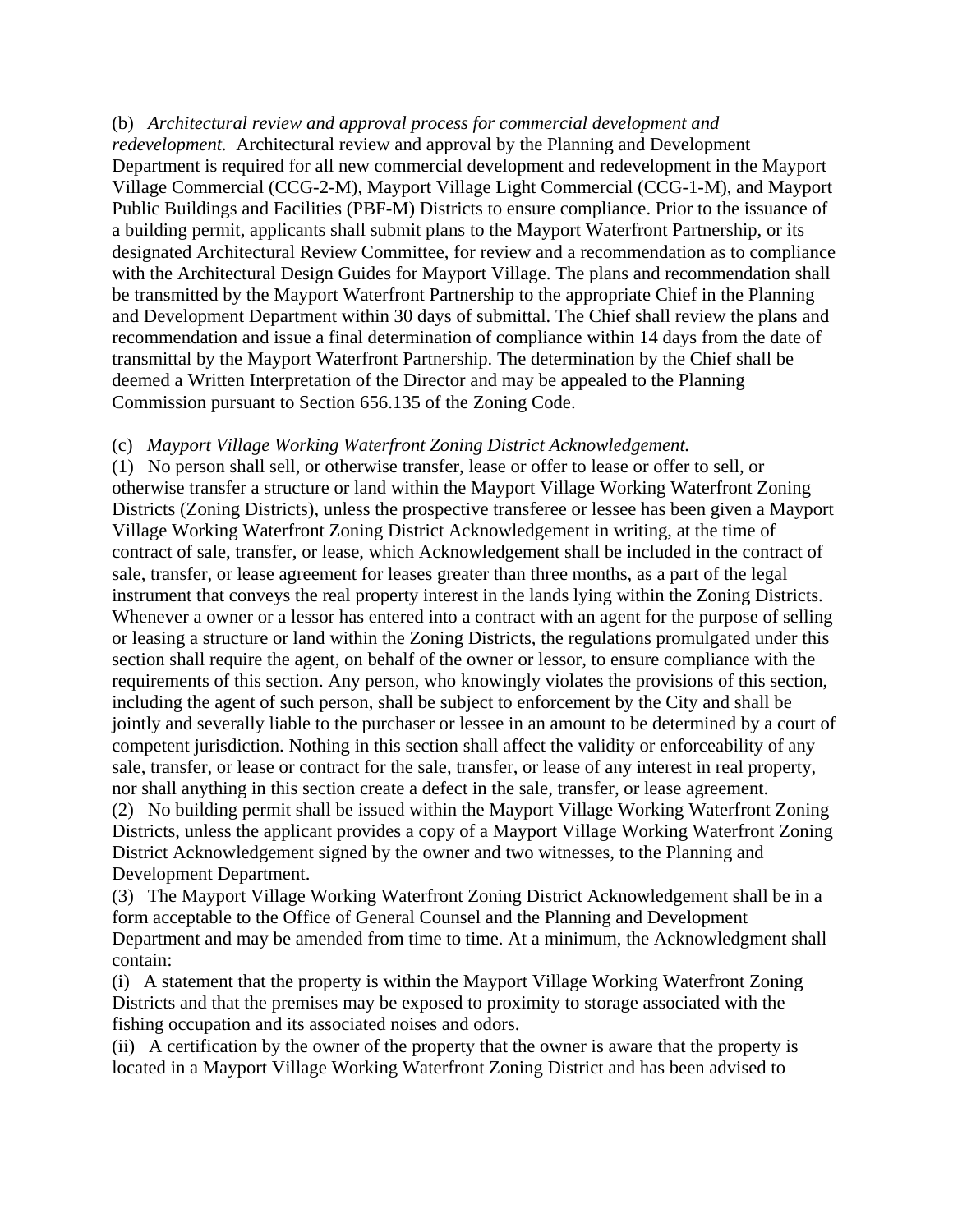(b) *Architectural review and approval process for commercial development and redevelopment.* Architectural review and approval by the Planning and Development Department is required for all new commercial development and redevelopment in the Mayport Village Commercial (CCG-2-M), Mayport Village Light Commercial (CCG-1-M), and Mayport Public Buildings and Facilities (PBF-M) Districts to ensure compliance. Prior to the issuance of a building permit, applicants shall submit plans to the Mayport Waterfront Partnership, or its designated Architectural Review Committee, for review and a recommendation as to compliance with the Architectural Design Guides for Mayport Village. The plans and recommendation shall be transmitted by the Mayport Waterfront Partnership to the appropriate Chief in the Planning and Development Department within 30 days of submittal. The Chief shall review the plans and recommendation and issue a final determination of compliance within 14 days from the date of transmittal by the Mayport Waterfront Partnership. The determination by the Chief shall be deemed a Written Interpretation of the Director and may be appealed to the Planning Commission pursuant to Section 656.135 of the Zoning Code.

(c) *Mayport Village Working Waterfront Zoning District Acknowledgement.*
(1) No person shall sell, or otherwise transfer, lease or offer to lease or offer to sell, or otherwise transfer a structure or land within the Mayport Village Working Waterfront Zoning Districts (Zoning Districts), unless the prospective transferee or lessee has been given a Mayport Village Working Waterfront Zoning District Acknowledgement in writing, at the time of contract of sale, transfer, or lease, which Acknowledgement shall be included in the contract of sale, transfer, or lease agreement for leases greater than three months, as a part of the legal instrument that conveys the real property interest in the lands lying within the Zoning Districts. Whenever a owner or a lessor has entered into a contract with an agent for the purpose of selling or leasing a structure or land within the Zoning Districts, the regulations promulgated under this section shall require the agent, on behalf of the owner or lessor, to ensure compliance with the requirements of this section. Any person, who knowingly violates the provisions of this section, including the agent of such person, shall be subject to enforcement by the City and shall be jointly and severally liable to the purchaser or lessee in an amount to be determined by a court of competent jurisdiction. Nothing in this section shall affect the validity or enforceability of any sale, transfer, or lease or contract for the sale, transfer, or lease of any interest in real property, nor shall anything in this section create a defect in the sale, transfer, or lease agreement.
(2) No building permit shall be issued within the Mayport Village Working Waterfront Zoning Districts, unless the applicant provides a copy of a Mayport Village Working Waterfront Zoning District Acknowledgement signed by the owner and two witnesses, to the Planning and Development Department.
(3) The Mayport Village Working Waterfront Zoning District Acknowledgement shall be in a form acceptable to the Office of General Counsel and the Planning and Development Department and may be amended from time to time. At a minimum, the Acknowledgment shall contain:
(i) A statement that the property is within the Mayport Village Working Waterfront Zoning Districts and that the premises may be exposed to proximity to storage associated with the fishing occupation and its associated noises and odors.
(ii) A certification by the owner of the property that the owner is aware that the property is located in a Mayport Village Working Waterfront Zoning District and has been advised to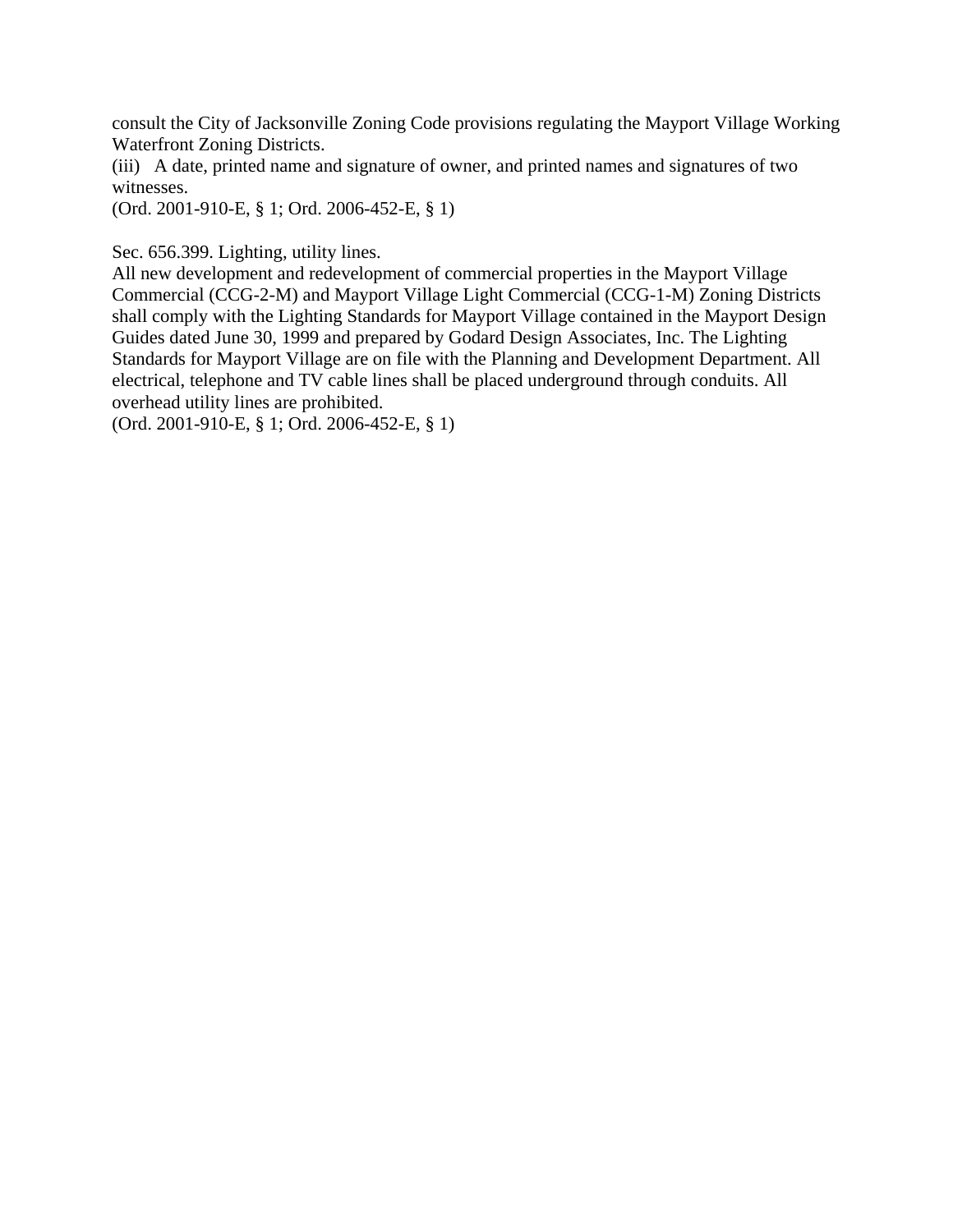consult the City of Jacksonville Zoning Code provisions regulating the Mayport Village Working Waterfront Zoning Districts.

(iii) A date, printed name and signature of owner, and printed names and signatures of two witnesses.

(Ord. 2001-910-E, § 1; Ord. 2006-452-E, § 1)

Sec. 656.399. Lighting, utility lines.

All new development and redevelopment of commercial properties in the Mayport Village Commercial (CCG-2-M) and Mayport Village Light Commercial (CCG-1-M) Zoning Districts shall comply with the Lighting Standards for Mayport Village contained in the Mayport Design Guides dated June 30, 1999 and prepared by Godard Design Associates, Inc. The Lighting Standards for Mayport Village are on file with the Planning and Development Department. All electrical, telephone and TV cable lines shall be placed underground through conduits. All overhead utility lines are prohibited.

(Ord. 2001-910-E, § 1; Ord. 2006-452-E, § 1)